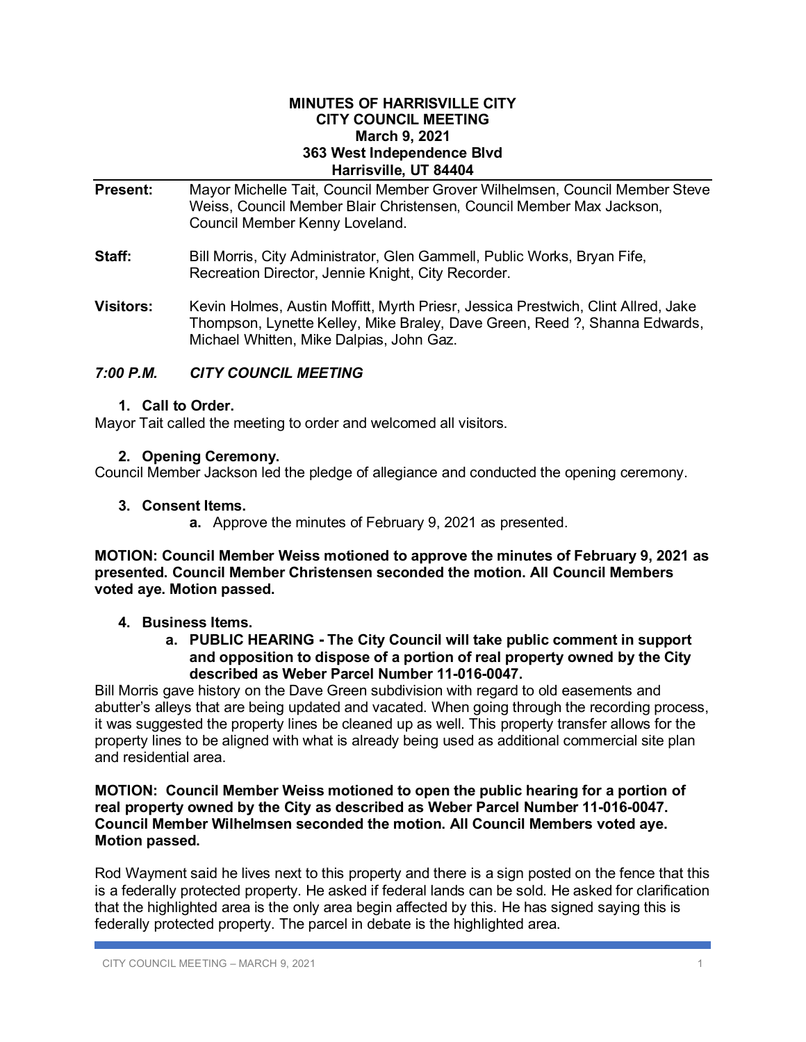**MINUTES OF HARRISVILLE CITY**
**CITY COUNCIL MEETING**
**March 9, 2021**
**363 West Independence Blvd**
**Harrisville, UT 84404**

**Present:** Mayor Michelle Tait, Council Member Grover Wilhelmsen, Council Member Steve Weiss, Council Member Blair Christensen, Council Member Max Jackson, Council Member Kenny Loveland.

**Staff:** Bill Morris, City Administrator, Glen Gammell, Public Works, Bryan Fife, Recreation Director, Jennie Knight, City Recorder.

**Visitors:** Kevin Holmes, Austin Moffitt, Myrth Priesr, Jessica Prestwich, Clint Allred, Jake Thompson, Lynette Kelley, Mike Braley, Dave Green, Reed ?, Shanna Edwards, Michael Whitten, Mike Dalpias, John Gaz.

## *7:00 P.M. CITY COUNCIL MEETING*

### 1. Call to Order.

Mayor Tait called the meeting to order and welcomed all visitors.

### 2. Opening Ceremony.

Council Member Jackson led the pledge of allegiance and conducted the opening ceremony.

### 3. Consent Items.

**a.** Approve the minutes of February 9, 2021 as presented.

**MOTION: Council Member Weiss motioned to approve the minutes of February 9, 2021 as presented. Council Member Christensen seconded the motion. All Council Members voted aye. Motion passed.**

### 4. Business Items.

**a. PUBLIC HEARING - The City Council will take public comment in support and opposition to dispose of a portion of real property owned by the City described as Weber Parcel Number 11-016-0047.**

Bill Morris gave history on the Dave Green subdivision with regard to old easements and abutter's alleys that are being updated and vacated. When going through the recording process, it was suggested the property lines be cleaned up as well. This property transfer allows for the property lines to be aligned with what is already being used as additional commercial site plan and residential area.

**MOTION: Council Member Weiss motioned to open the public hearing for a portion of real property owned by the City as described as Weber Parcel Number 11-016-0047. Council Member Wilhelmsen seconded the motion. All Council Members voted aye. Motion passed.**

Rod Wayment said he lives next to this property and there is a sign posted on the fence that this is a federally protected property. He asked if federal lands can be sold. He asked for clarification that the highlighted area is the only area begin affected by this. He has signed saying this is federally protected property. The parcel in debate is the highlighted area.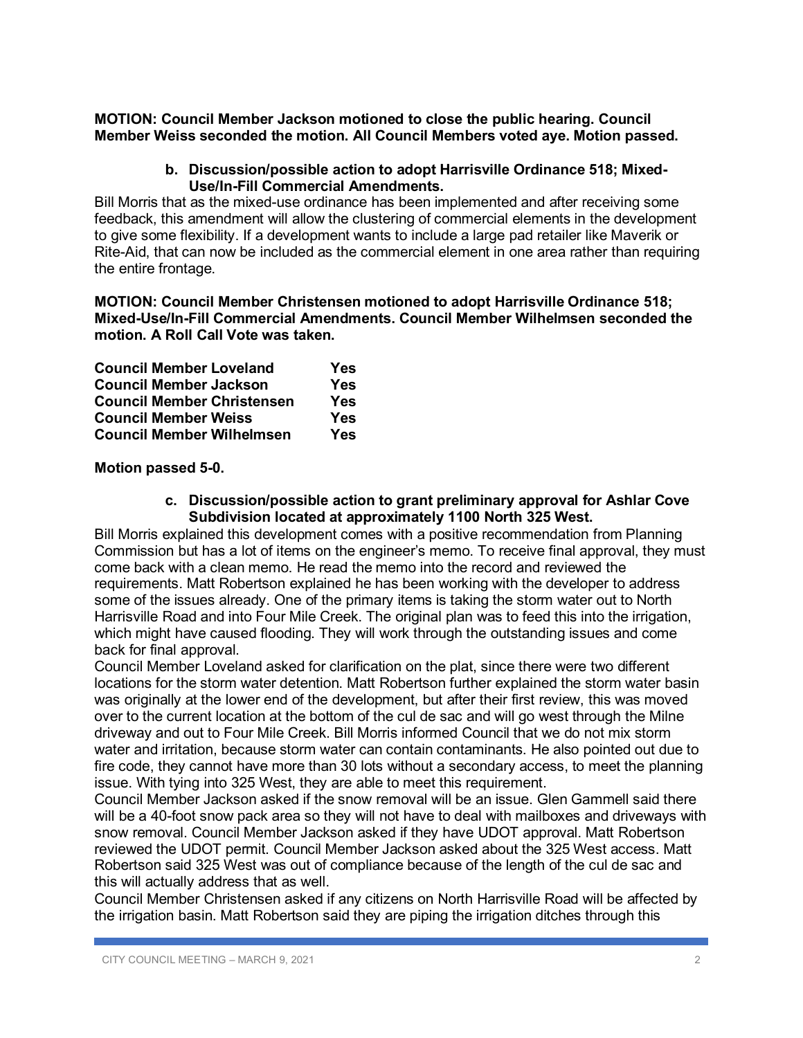**MOTION: Council Member Jackson motioned to close the public hearing. Council Member Weiss seconded the motion. All Council Members voted aye. Motion passed.**

**b. Discussion/possible action to adopt Harrisville Ordinance 518; Mixed-Use/In-Fill Commercial Amendments.**

Bill Morris that as the mixed-use ordinance has been implemented and after receiving some feedback, this amendment will allow the clustering of commercial elements in the development to give some flexibility. If a development wants to include a large pad retailer like Maverik or Rite-Aid, that can now be included as the commercial element in one area rather than requiring the entire frontage.

**MOTION: Council Member Christensen motioned to adopt Harrisville Ordinance 518; Mixed-Use/In-Fill Commercial Amendments. Council Member Wilhelmsen seconded the motion. A Roll Call Vote was taken.**

| | |
|---|---|
| **Council Member Loveland** | **Yes** |
| **Council Member Jackson** | **Yes** |
| **Council Member Christensen** | **Yes** |
| **Council Member Weiss** | **Yes** |
| **Council Member Wilhelmsen** | **Yes** |

**Motion passed 5-0.**

**c. Discussion/possible action to grant preliminary approval for Ashlar Cove Subdivision located at approximately 1100 North 325 West.**

Bill Morris explained this development comes with a positive recommendation from Planning Commission but has a lot of items on the engineer's memo. To receive final approval, they must come back with a clean memo. He read the memo into the record and reviewed the requirements. Matt Robertson explained he has been working with the developer to address some of the issues already. One of the primary items is taking the storm water out to North Harrisville Road and into Four Mile Creek. The original plan was to feed this into the irrigation, which might have caused flooding. They will work through the outstanding issues and come back for final approval.

Council Member Loveland asked for clarification on the plat, since there were two different locations for the storm water detention. Matt Robertson further explained the storm water basin was originally at the lower end of the development, but after their first review, this was moved over to the current location at the bottom of the cul de sac and will go west through the Milne driveway and out to Four Mile Creek. Bill Morris informed Council that we do not mix storm water and irritation, because storm water can contain contaminants. He also pointed out due to fire code, they cannot have more than 30 lots without a secondary access, to meet the planning issue. With tying into 325 West, they are able to meet this requirement.

Council Member Jackson asked if the snow removal will be an issue. Glen Gammell said there will be a 40-foot snow pack area so they will not have to deal with mailboxes and driveways with snow removal. Council Member Jackson asked if they have UDOT approval. Matt Robertson reviewed the UDOT permit. Council Member Jackson asked about the 325 West access. Matt Robertson said 325 West was out of compliance because of the length of the cul de sac and this will actually address that as well.

Council Member Christensen asked if any citizens on North Harrisville Road will be affected by the irrigation basin. Matt Robertson said they are piping the irrigation ditches through this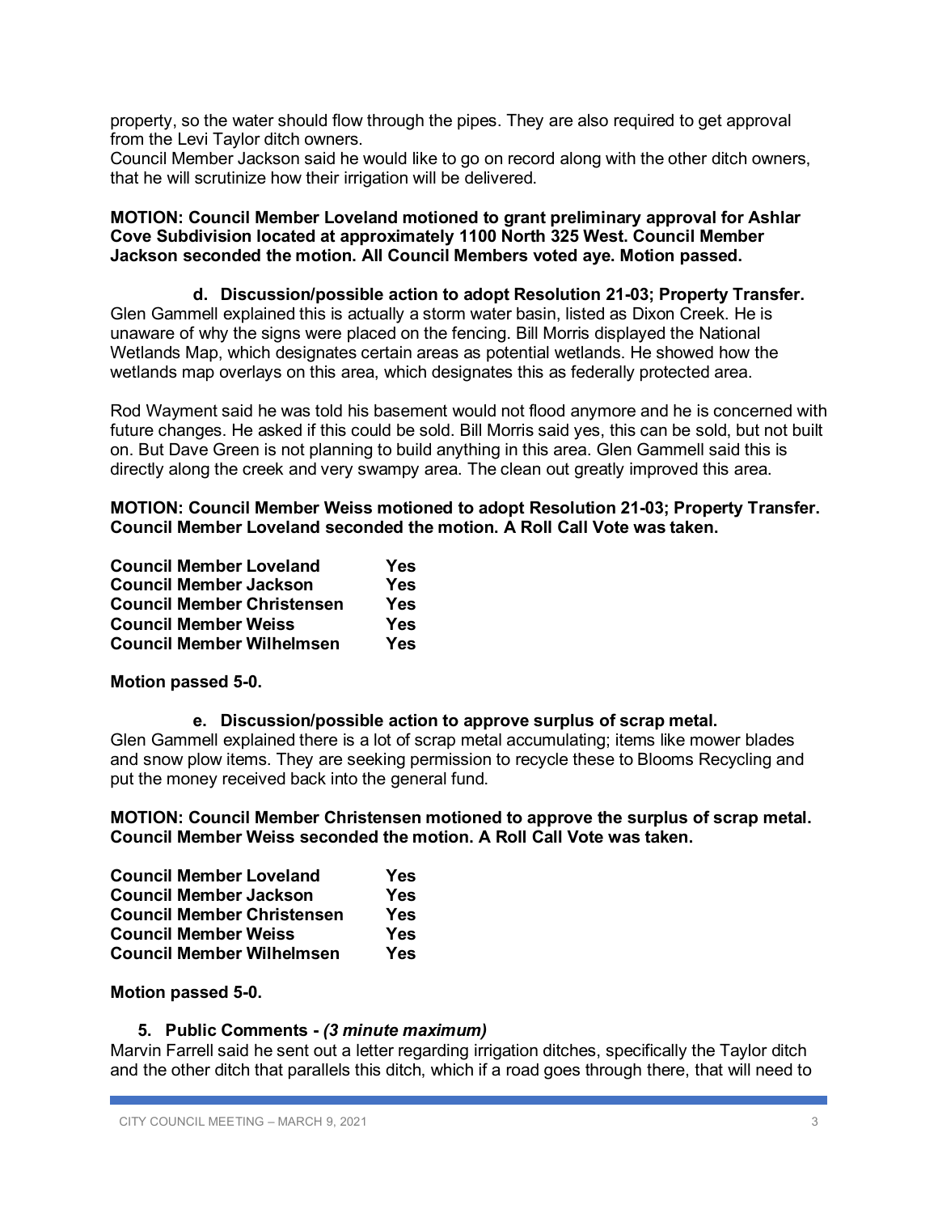property, so the water should flow through the pipes. They are also required to get approval from the Levi Taylor ditch owners.
Council Member Jackson said he would like to go on record along with the other ditch owners, that he will scrutinize how their irrigation will be delivered.

**MOTION: Council Member Loveland motioned to grant preliminary approval for Ashlar Cove Subdivision located at approximately 1100 North 325 West. Council Member Jackson seconded the motion. All Council Members voted aye. Motion passed.**

**d. Discussion/possible action to adopt Resolution 21-03; Property Transfer.**
Glen Gammell explained this is actually a storm water basin, listed as Dixon Creek. He is unaware of why the signs were placed on the fencing. Bill Morris displayed the National Wetlands Map, which designates certain areas as potential wetlands. He showed how the wetlands map overlays on this area, which designates this as federally protected area.

Rod Wayment said he was told his basement would not flood anymore and he is concerned with future changes. He asked if this could be sold. Bill Morris said yes, this can be sold, but not built on. But Dave Green is not planning to build anything in this area. Glen Gammell said this is directly along the creek and very swampy area. The clean out greatly improved this area.

**MOTION: Council Member Weiss motioned to adopt Resolution 21-03; Property Transfer. Council Member Loveland seconded the motion. A Roll Call Vote was taken.**

| | |
|---|---|
| **Council Member Loveland** | **Yes** |
| **Council Member Jackson** | **Yes** |
| **Council Member Christensen** | **Yes** |
| **Council Member Weiss** | **Yes** |
| **Council Member Wilhelmsen** | **Yes** |

**Motion passed 5-0.**

**e. Discussion/possible action to approve surplus of scrap metal.**
Glen Gammell explained there is a lot of scrap metal accumulating; items like mower blades and snow plow items. They are seeking permission to recycle these to Blooms Recycling and put the money received back into the general fund.

**MOTION: Council Member Christensen motioned to approve the surplus of scrap metal. Council Member Weiss seconded the motion. A Roll Call Vote was taken.**

| | |
|---|---|
| **Council Member Loveland** | **Yes** |
| **Council Member Jackson** | **Yes** |
| **Council Member Christensen** | **Yes** |
| **Council Member Weiss** | **Yes** |
| **Council Member Wilhelmsen** | **Yes** |

**Motion passed 5-0.**

**5. Public Comments -** ***(3 minute maximum)***
Marvin Farrell said he sent out a letter regarding irrigation ditches, specifically the Taylor ditch and the other ditch that parallels this ditch, which if a road goes through there, that will need to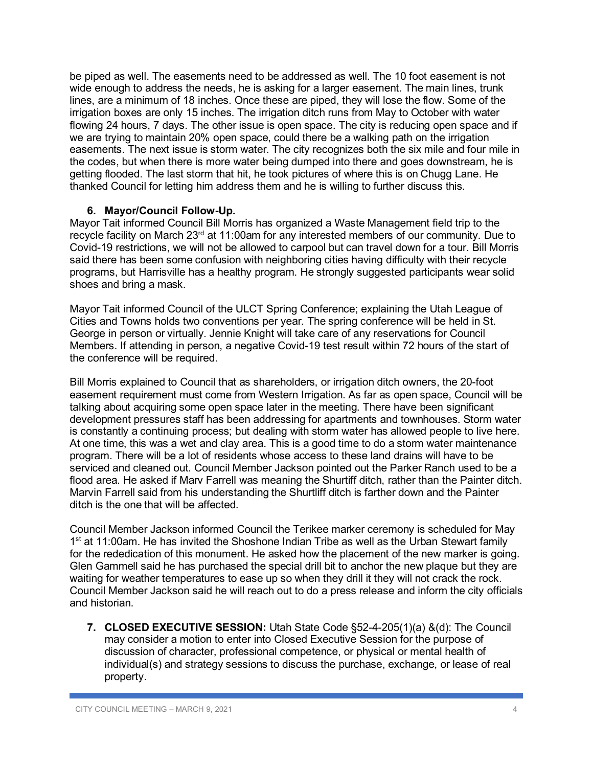be piped as well. The easements need to be addressed as well. The 10 foot easement is not wide enough to address the needs, he is asking for a larger easement. The main lines, trunk lines, are a minimum of 18 inches. Once these are piped, they will lose the flow. Some of the irrigation boxes are only 15 inches. The irrigation ditch runs from May to October with water flowing 24 hours, 7 days. The other issue is open space. The city is reducing open space and if we are trying to maintain 20% open space, could there be a walking path on the irrigation easements. The next issue is storm water. The city recognizes both the six mile and four mile in the codes, but when there is more water being dumped into there and goes downstream, he is getting flooded. The last storm that hit, he took pictures of where this is on Chugg Lane. He thanked Council for letting him address them and he is willing to further discuss this.

**6. Mayor/Council Follow-Up.**

Mayor Tait informed Council Bill Morris has organized a Waste Management field trip to the recycle facility on March 23rd at 11:00am for any interested members of our community. Due to Covid-19 restrictions, we will not be allowed to carpool but can travel down for a tour. Bill Morris said there has been some confusion with neighboring cities having difficulty with their recycle programs, but Harrisville has a healthy program. He strongly suggested participants wear solid shoes and bring a mask.

Mayor Tait informed Council of the ULCT Spring Conference; explaining the Utah League of Cities and Towns holds two conventions per year. The spring conference will be held in St. George in person or virtually. Jennie Knight will take care of any reservations for Council Members. If attending in person, a negative Covid-19 test result within 72 hours of the start of the conference will be required.

Bill Morris explained to Council that as shareholders, or irrigation ditch owners, the 20-foot easement requirement must come from Western Irrigation. As far as open space, Council will be talking about acquiring some open space later in the meeting. There have been significant development pressures staff has been addressing for apartments and townhouses. Storm water is constantly a continuing process; but dealing with storm water has allowed people to live here. At one time, this was a wet and clay area. This is a good time to do a storm water maintenance program. There will be a lot of residents whose access to these land drains will have to be serviced and cleaned out. Council Member Jackson pointed out the Parker Ranch used to be a flood area. He asked if Marv Farrell was meaning the Shurtiff ditch, rather than the Painter ditch. Marvin Farrell said from his understanding the Shurtliff ditch is farther down and the Painter ditch is the one that will be affected.

Council Member Jackson informed Council the Terikee marker ceremony is scheduled for May 1st at 11:00am. He has invited the Shoshone Indian Tribe as well as the Urban Stewart family for the rededication of this monument. He asked how the placement of the new marker is going. Glen Gammell said he has purchased the special drill bit to anchor the new plaque but they are waiting for weather temperatures to ease up so when they drill it they will not crack the rock. Council Member Jackson said he will reach out to do a press release and inform the city officials and historian.

**7. CLOSED EXECUTIVE SESSION:** Utah State Code §52-4-205(1)(a) &(d): The Council may consider a motion to enter into Closed Executive Session for the purpose of discussion of character, professional competence, or physical or mental health of individual(s) and strategy sessions to discuss the purchase, exchange, or lease of real property.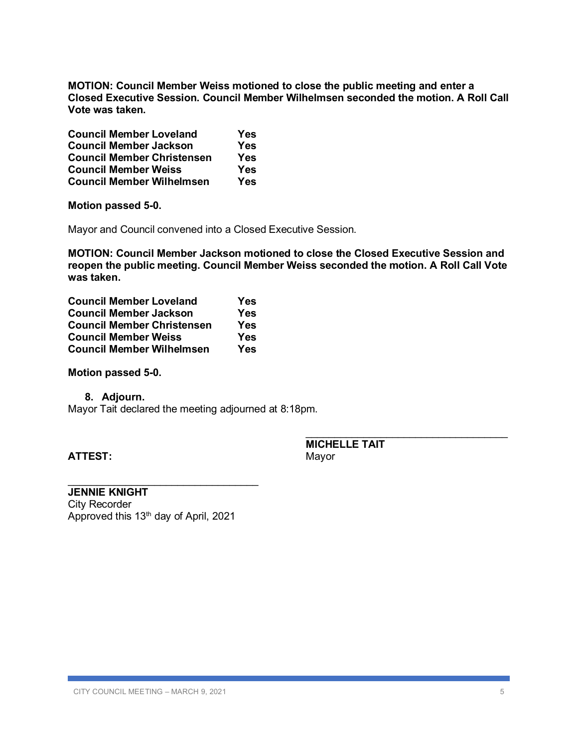**MOTION: Council Member Weiss motioned to close the public meeting and enter a Closed Executive Session. Council Member Wilhelmsen seconded the motion. A Roll Call Vote was taken.**

| | |
|---|---|
| **Council Member Loveland** | **Yes** |
| **Council Member Jackson** | **Yes** |
| **Council Member Christensen** | **Yes** |
| **Council Member Weiss** | **Yes** |
| **Council Member Wilhelmsen** | **Yes** |

**Motion passed 5-0.**

Mayor and Council convened into a Closed Executive Session.

**MOTION: Council Member Jackson motioned to close the Closed Executive Session and reopen the public meeting. Council Member Weiss seconded the motion. A Roll Call Vote was taken.**

| | |
|---|---|
| **Council Member Loveland** | **Yes** |
| **Council Member Jackson** | **Yes** |
| **Council Member Christensen** | **Yes** |
| **Council Member Weiss** | **Yes** |
| **Council Member Wilhelmsen** | **Yes** |

**Motion passed 5-0.**

**8. Adjourn.**

Mayor Tait declared the meeting adjourned at 8:18pm.

\_\_\_\_\_\_\_\_\_\_\_\_\_\_\_\_\_\_\_\_\_\_\_\_\_\_\_\_\_\_\_\_\_\_\_

**MICHELLE TAIT**
Mayor

**ATTEST:**

\_\_\_\_\_\_\_\_\_\_\_\_\_\_\_\_\_\_\_\_\_\_\_\_\_\_\_\_\_\_\_\_\_\_\_

**JENNIE KNIGHT**
City Recorder
Approved this 13th day of April, 2021